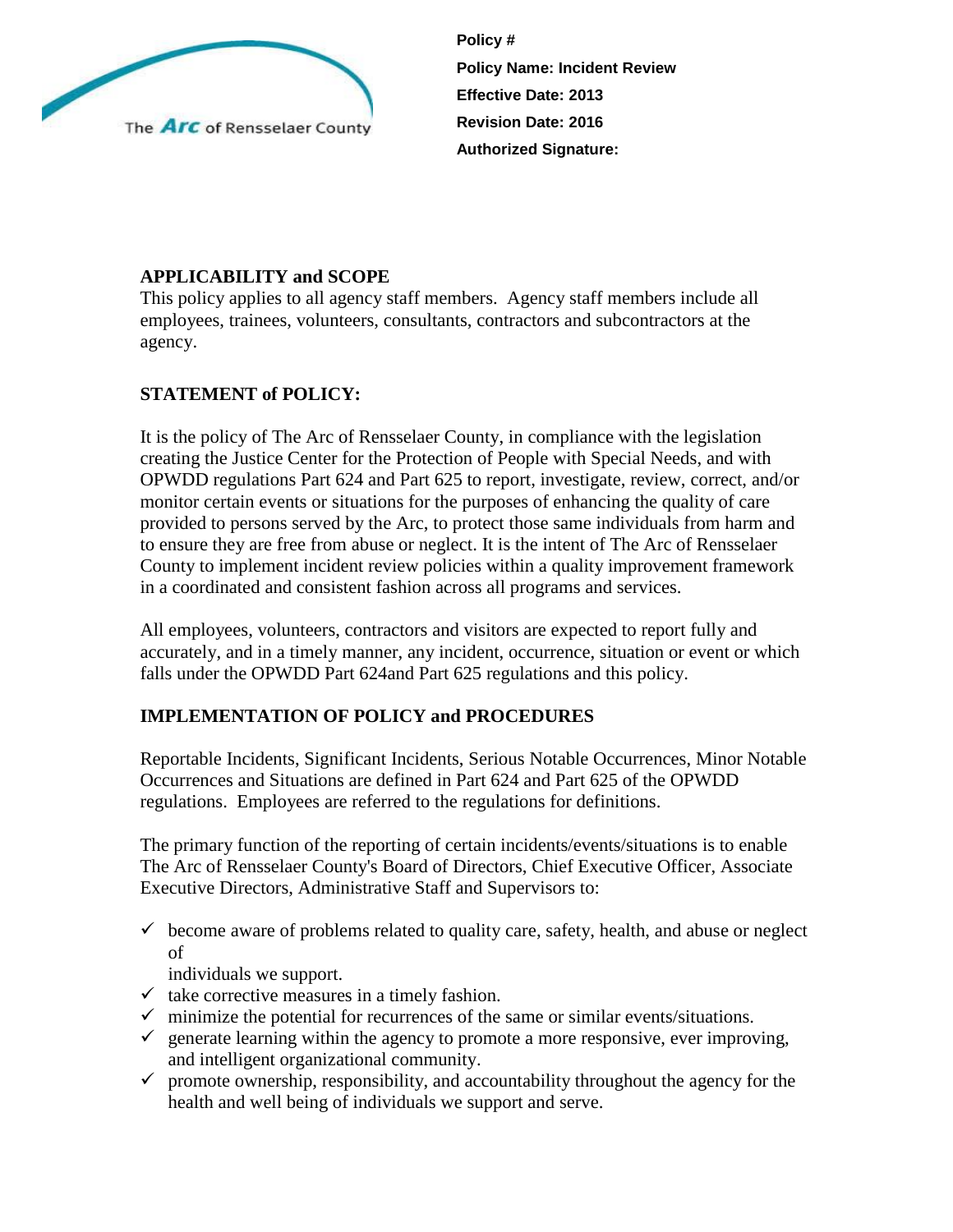The Arc of Rensselaer County

**Policy #**

**Policy Name: Incident Review**

**Effective Date: 2013**

**Revision Date: 2016**

**Authorized Signature:**

## APPLICABILITY and SCOPE

This policy applies to all agency staff members. Agency staff members include all employees, trainees, volunteers, consultants, contractors and subcontractors at the agency.

## STATEMENT of POLICY:

It is the policy of The Arc of Rensselaer County, in compliance with the legislation creating the Justice Center for the Protection of People with Special Needs, and with OPWDD regulations Part 624 and Part 625 to report, investigate, review, correct, and/or monitor certain events or situations for the purposes of enhancing the quality of care provided to persons served by the Arc, to protect those same individuals from harm and to ensure they are free from abuse or neglect. It is the intent of The Arc of Rensselaer County to implement incident review policies within a quality improvement framework in a coordinated and consistent fashion across all programs and services.

All employees, volunteers, contractors and visitors are expected to report fully and accurately, and in a timely manner, any incident, occurrence, situation or event or which falls under the OPWDD Part 624and Part 625 regulations and this policy.

## IMPLEMENTATION OF POLICY and PROCEDURES

Reportable Incidents, Significant Incidents, Serious Notable Occurrences, Minor Notable Occurrences and Situations are defined in Part 624 and Part 625 of the OPWDD regulations. Employees are referred to the regulations for definitions.

The primary function of the reporting of certain incidents/events/situations is to enable The Arc of Rensselaer County's Board of Directors, Chief Executive Officer, Associate Executive Directors, Administrative Staff and Supervisors to:

- ✓ become aware of problems related to quality care, safety, health, and abuse or neglect of individuals we support.
- ✓ take corrective measures in a timely fashion.
- ✓ minimize the potential for recurrences of the same or similar events/situations.
- ✓ generate learning within the agency to promote a more responsive, ever improving, and intelligent organizational community.
- ✓ promote ownership, responsibility, and accountability throughout the agency for the health and well being of individuals we support and serve.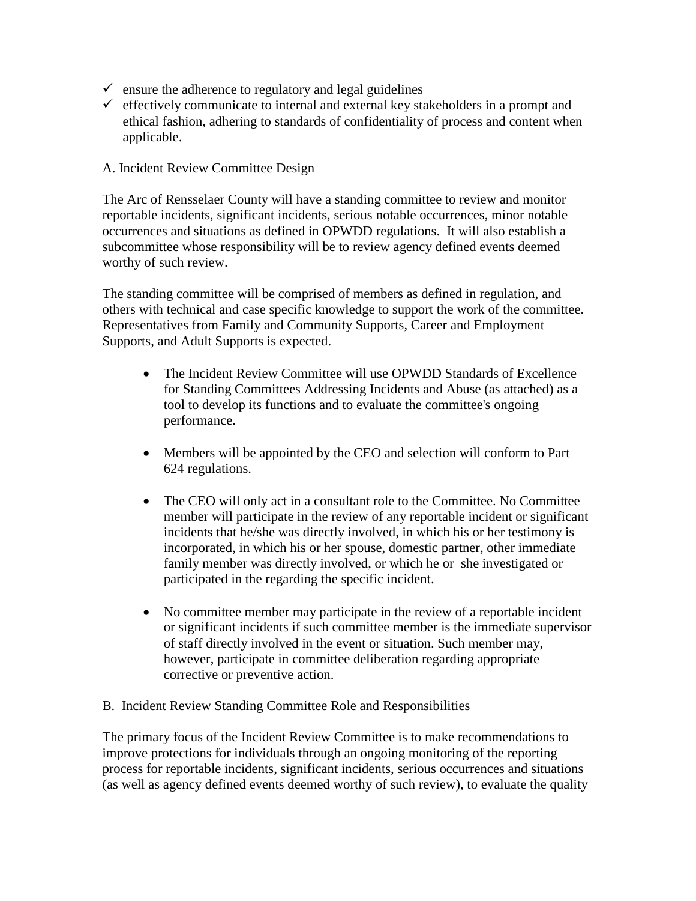- ✓ ensure the adherence to regulatory and legal guidelines
- ✓ effectively communicate to internal and external key stakeholders in a prompt and ethical fashion, adhering to standards of confidentiality of process and content when applicable.

A. Incident Review Committee Design

The Arc of Rensselaer County will have a standing committee to review and monitor reportable incidents, significant incidents, serious notable occurrences, minor notable occurrences and situations as defined in OPWDD regulations. It will also establish a subcommittee whose responsibility will be to review agency defined events deemed worthy of such review.

The standing committee will be comprised of members as defined in regulation, and others with technical and case specific knowledge to support the work of the committee. Representatives from Family and Community Supports, Career and Employment Supports, and Adult Supports is expected.

- The Incident Review Committee will use OPWDD Standards of Excellence for Standing Committees Addressing Incidents and Abuse (as attached) as a tool to develop its functions and to evaluate the committee's ongoing performance.

- Members will be appointed by the CEO and selection will conform to Part 624 regulations.

- The CEO will only act in a consultant role to the Committee. No Committee member will participate in the review of any reportable incident or significant incidents that he/she was directly involved, in which his or her testimony is incorporated, in which his or her spouse, domestic partner, other immediate family member was directly involved, or which he or she investigated or participated in the regarding the specific incident.

- No committee member may participate in the review of a reportable incident or significant incidents if such committee member is the immediate supervisor of staff directly involved in the event or situation. Such member may, however, participate in committee deliberation regarding appropriate corrective or preventive action.

B. Incident Review Standing Committee Role and Responsibilities

The primary focus of the Incident Review Committee is to make recommendations to improve protections for individuals through an ongoing monitoring of the reporting process for reportable incidents, significant incidents, serious occurrences and situations (as well as agency defined events deemed worthy of such review), to evaluate the quality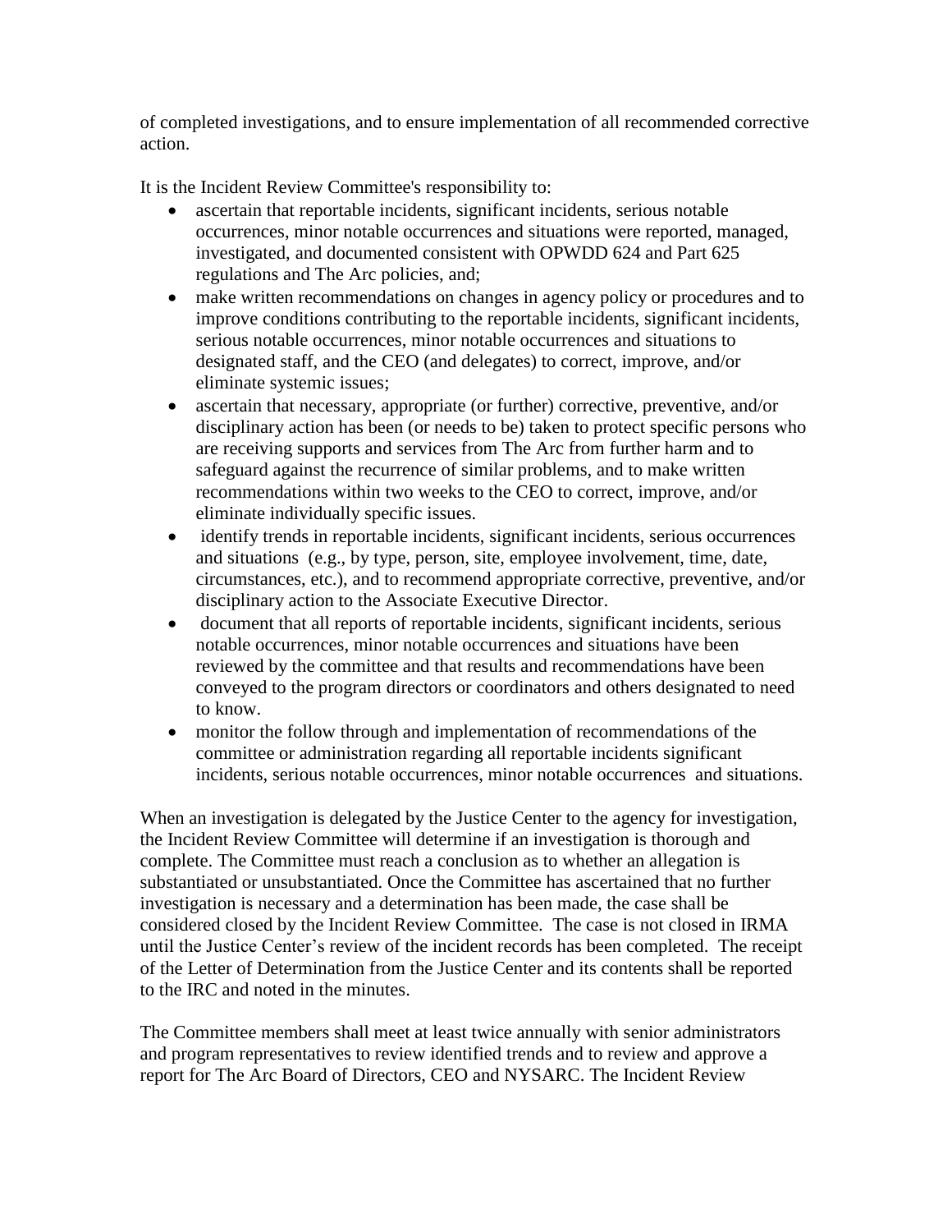of completed investigations, and to ensure implementation of all recommended corrective action.

It is the Incident Review Committee's responsibility to:

- ascertain that reportable incidents, significant incidents, serious notable occurrences, minor notable occurrences and situations were reported, managed, investigated, and documented consistent with OPWDD 624 and Part 625 regulations and The Arc policies, and;
- make written recommendations on changes in agency policy or procedures and to improve conditions contributing to the reportable incidents, significant incidents, serious notable occurrences, minor notable occurrences and situations to designated staff, and the CEO (and delegates) to correct, improve, and/or eliminate systemic issues;
- ascertain that necessary, appropriate (or further) corrective, preventive, and/or disciplinary action has been (or needs to be) taken to protect specific persons who are receiving supports and services from The Arc from further harm and to safeguard against the recurrence of similar problems, and to make written recommendations within two weeks to the CEO to correct, improve, and/or eliminate individually specific issues.
- identify trends in reportable incidents, significant incidents, serious occurrences and situations (e.g., by type, person, site, employee involvement, time, date, circumstances, etc.), and to recommend appropriate corrective, preventive, and/or disciplinary action to the Associate Executive Director.
- document that all reports of reportable incidents, significant incidents, serious notable occurrences, minor notable occurrences and situations have been reviewed by the committee and that results and recommendations have been conveyed to the program directors or coordinators and others designated to need to know.
- monitor the follow through and implementation of recommendations of the committee or administration regarding all reportable incidents significant incidents, serious notable occurrences, minor notable occurrences and situations.

When an investigation is delegated by the Justice Center to the agency for investigation, the Incident Review Committee will determine if an investigation is thorough and complete. The Committee must reach a conclusion as to whether an allegation is substantiated or unsubstantiated. Once the Committee has ascertained that no further investigation is necessary and a determination has been made, the case shall be considered closed by the Incident Review Committee. The case is not closed in IRMA until the Justice Center's review of the incident records has been completed. The receipt of the Letter of Determination from the Justice Center and its contents shall be reported to the IRC and noted in the minutes.

The Committee members shall meet at least twice annually with senior administrators and program representatives to review identified trends and to review and approve a report for The Arc Board of Directors, CEO and NYSARC. The Incident Review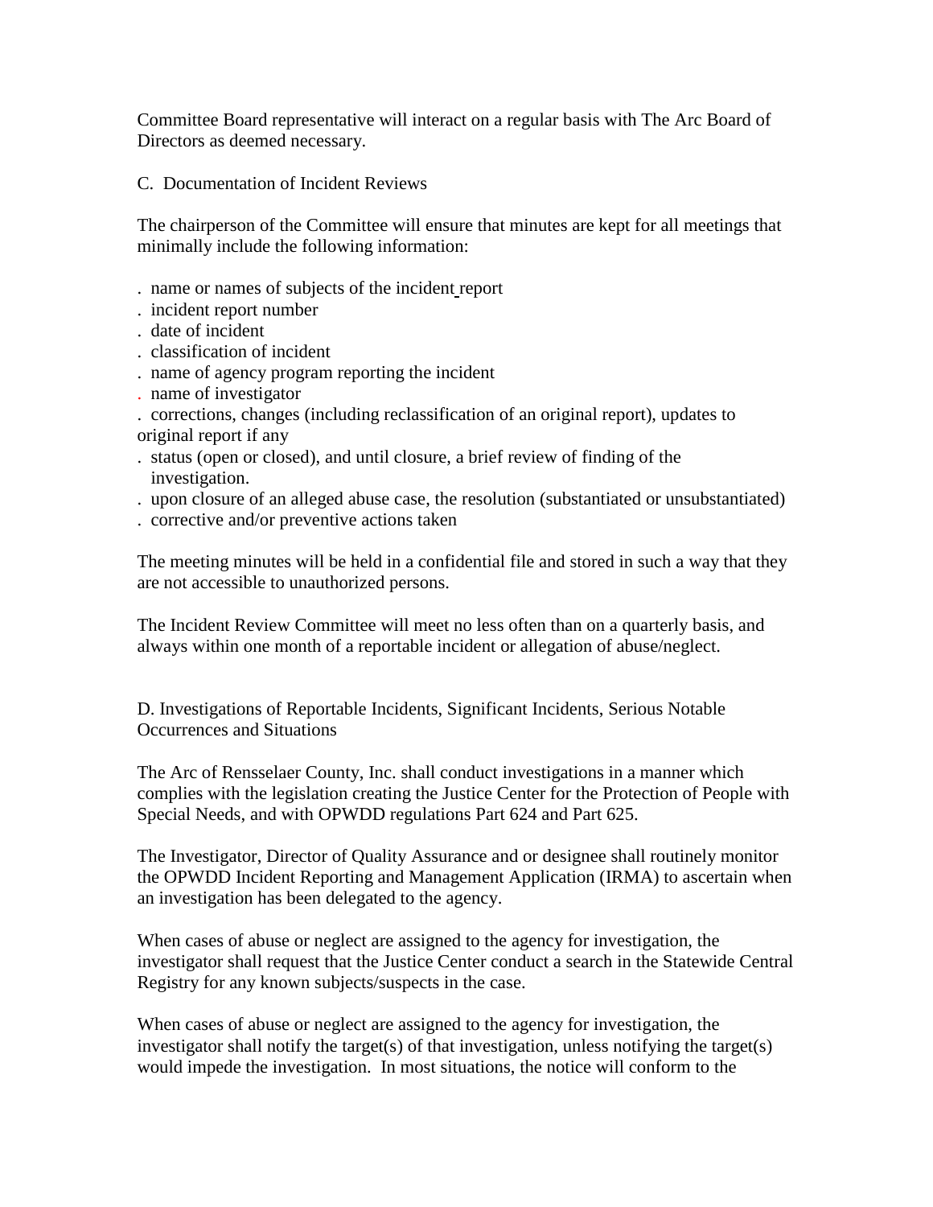Committee Board representative will interact on a regular basis with The Arc Board of Directors as deemed necessary.

C. Documentation of Incident Reviews

The chairperson of the Committee will ensure that minutes are kept for all meetings that minimally include the following information:

- name or names of subjects of the incident report
- incident report number
- date of incident
- classification of incident
- name of agency program reporting the incident
- name of investigator
- corrections, changes (including reclassification of an original report), updates to original report if any
- status (open or closed), and until closure, a brief review of finding of the investigation.
- upon closure of an alleged abuse case, the resolution (substantiated or unsubstantiated)
- corrective and/or preventive actions taken

The meeting minutes will be held in a confidential file and stored in such a way that they are not accessible to unauthorized persons.

The Incident Review Committee will meet no less often than on a quarterly basis, and always within one month of a reportable incident or allegation of abuse/neglect.

D. Investigations of Reportable Incidents, Significant Incidents, Serious Notable Occurrences and Situations

The Arc of Rensselaer County, Inc. shall conduct investigations in a manner which complies with the legislation creating the Justice Center for the Protection of People with Special Needs, and with OPWDD regulations Part 624 and Part 625.

The Investigator, Director of Quality Assurance and or designee shall routinely monitor the OPWDD Incident Reporting and Management Application (IRMA) to ascertain when an investigation has been delegated to the agency.

When cases of abuse or neglect are assigned to the agency for investigation, the investigator shall request that the Justice Center conduct a search in the Statewide Central Registry for any known subjects/suspects in the case.

When cases of abuse or neglect are assigned to the agency for investigation, the investigator shall notify the target(s) of that investigation, unless notifying the target(s) would impede the investigation. In most situations, the notice will conform to the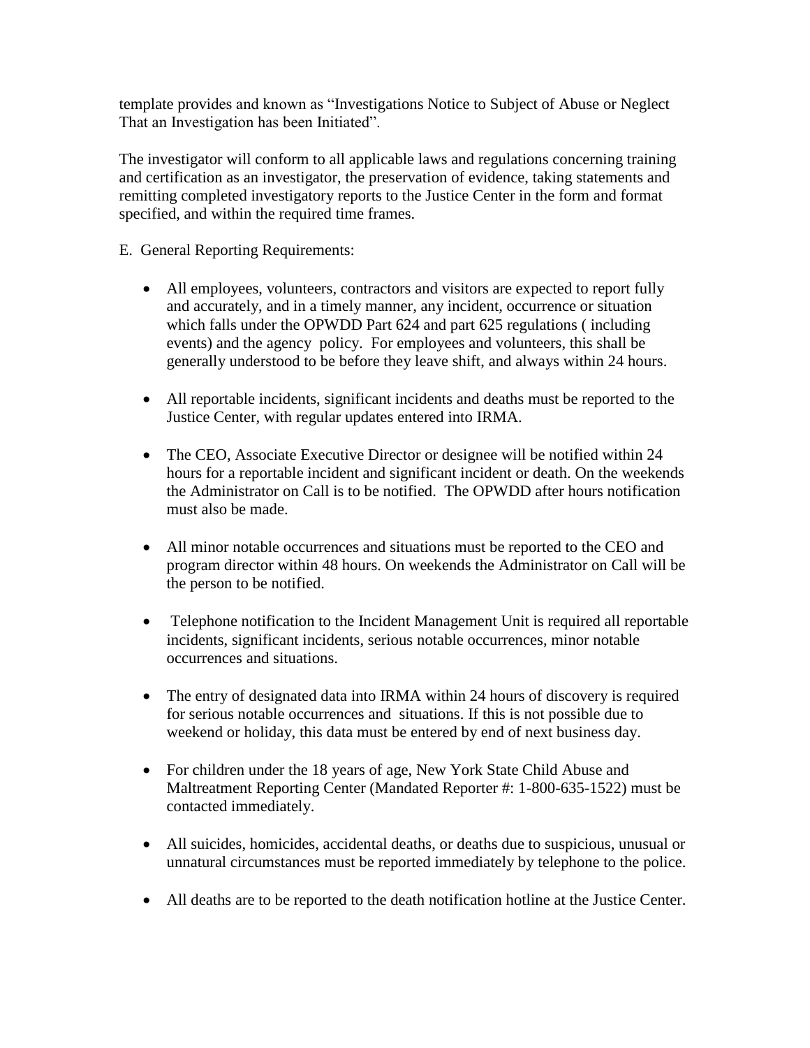template provides and known as "Investigations Notice to Subject of Abuse or Neglect That an Investigation has been Initiated".

The investigator will conform to all applicable laws and regulations concerning training and certification as an investigator, the preservation of evidence, taking statements and remitting completed investigatory reports to the Justice Center in the form and format specified, and within the required time frames.

E. General Reporting Requirements:

- All employees, volunteers, contractors and visitors are expected to report fully and accurately, and in a timely manner, any incident, occurrence or situation which falls under the OPWDD Part 624 and part 625 regulations ( including events) and the agency policy. For employees and volunteers, this shall be generally understood to be before they leave shift, and always within 24 hours.

- All reportable incidents, significant incidents and deaths must be reported to the Justice Center, with regular updates entered into IRMA.

- The CEO, Associate Executive Director or designee will be notified within 24 hours for a reportable incident and significant incident or death. On the weekends the Administrator on Call is to be notified. The OPWDD after hours notification must also be made.

- All minor notable occurrences and situations must be reported to the CEO and program director within 48 hours. On weekends the Administrator on Call will be the person to be notified.

- Telephone notification to the Incident Management Unit is required all reportable incidents, significant incidents, serious notable occurrences, minor notable occurrences and situations.

- The entry of designated data into IRMA within 24 hours of discovery is required for serious notable occurrences and situations. If this is not possible due to weekend or holiday, this data must be entered by end of next business day.

- For children under the 18 years of age, New York State Child Abuse and Maltreatment Reporting Center (Mandated Reporter #: 1-800-635-1522) must be contacted immediately.

- All suicides, homicides, accidental deaths, or deaths due to suspicious, unusual or unnatural circumstances must be reported immediately by telephone to the police.

- All deaths are to be reported to the death notification hotline at the Justice Center.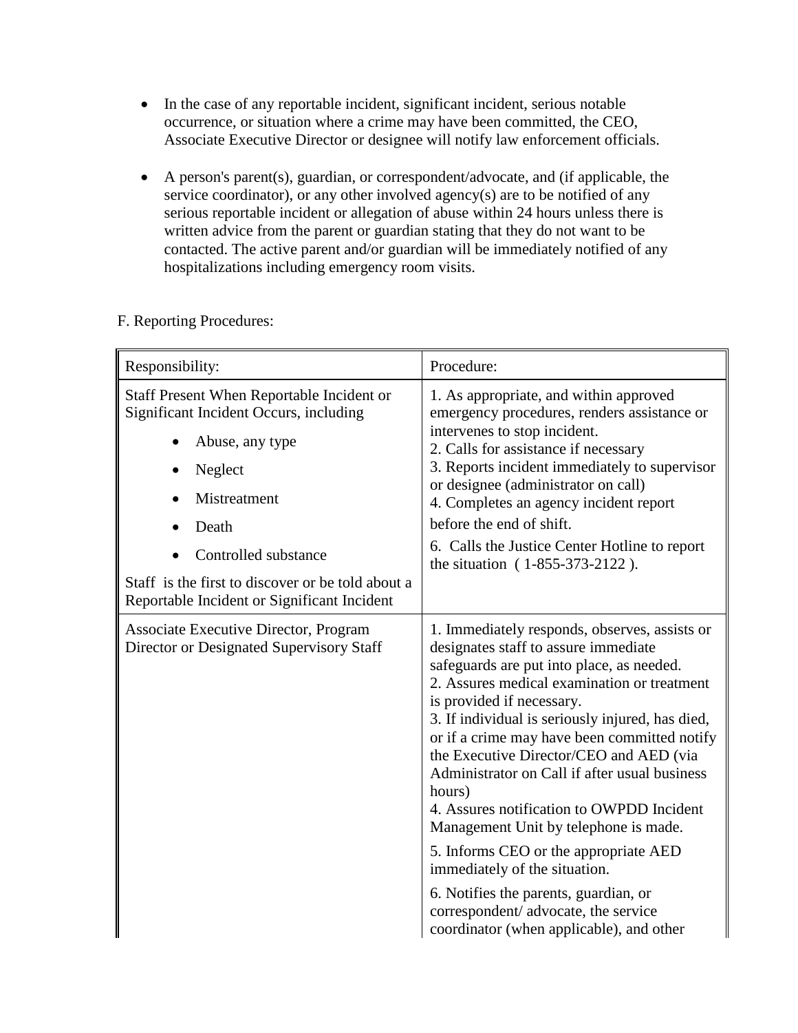- In the case of any reportable incident, significant incident, serious notable occurrence, or situation where a crime may have been committed, the CEO, Associate Executive Director or designee will notify law enforcement officials.

- A person's parent(s), guardian, or correspondent/advocate, and (if applicable, the service coordinator), or any other involved agency(s) are to be notified of any serious reportable incident or allegation of abuse within 24 hours unless there is written advice from the parent or guardian stating that they do not want to be contacted. The active parent and/or guardian will be immediately notified of any hospitalizations including emergency room visits.

F. Reporting Procedures:

| Responsibility: | Procedure: |
|---|---|
| Staff Present When Reportable Incident or Significant Incident Occurs, including<br>• Abuse, any type<br>• Neglect<br>• Mistreatment<br>• Death<br>• Controlled substance<br>Staff is the first to discover or be told about a Reportable Incident or Significant Incident | 1. As appropriate, and within approved emergency procedures, renders assistance or intervenes to stop incident.<br>2. Calls for assistance if necessary<br>3. Reports incident immediately to supervisor or designee (administrator on call)<br>4. Completes an agency incident report before the end of shift.<br>6. Calls the Justice Center Hotline to report the situation ( 1-855-373-2122 ). |
| Associate Executive Director, Program Director or Designated Supervisory Staff | 1. Immediately responds, observes, assists or designates staff to assure immediate safeguards are put into place, as needed.<br>2. Assures medical examination or treatment is provided if necessary.<br>3. If individual is seriously injured, has died, or if a crime may have been committed notify the Executive Director/CEO and AED (via Administrator on Call if after usual business hours)<br>4. Assures notification to OWPDD Incident Management Unit by telephone is made.<br>5. Informs CEO or the appropriate AED immediately of the situation.<br>6. Notifies the parents, guardian, or correspondent/ advocate, the service coordinator (when applicable), and other |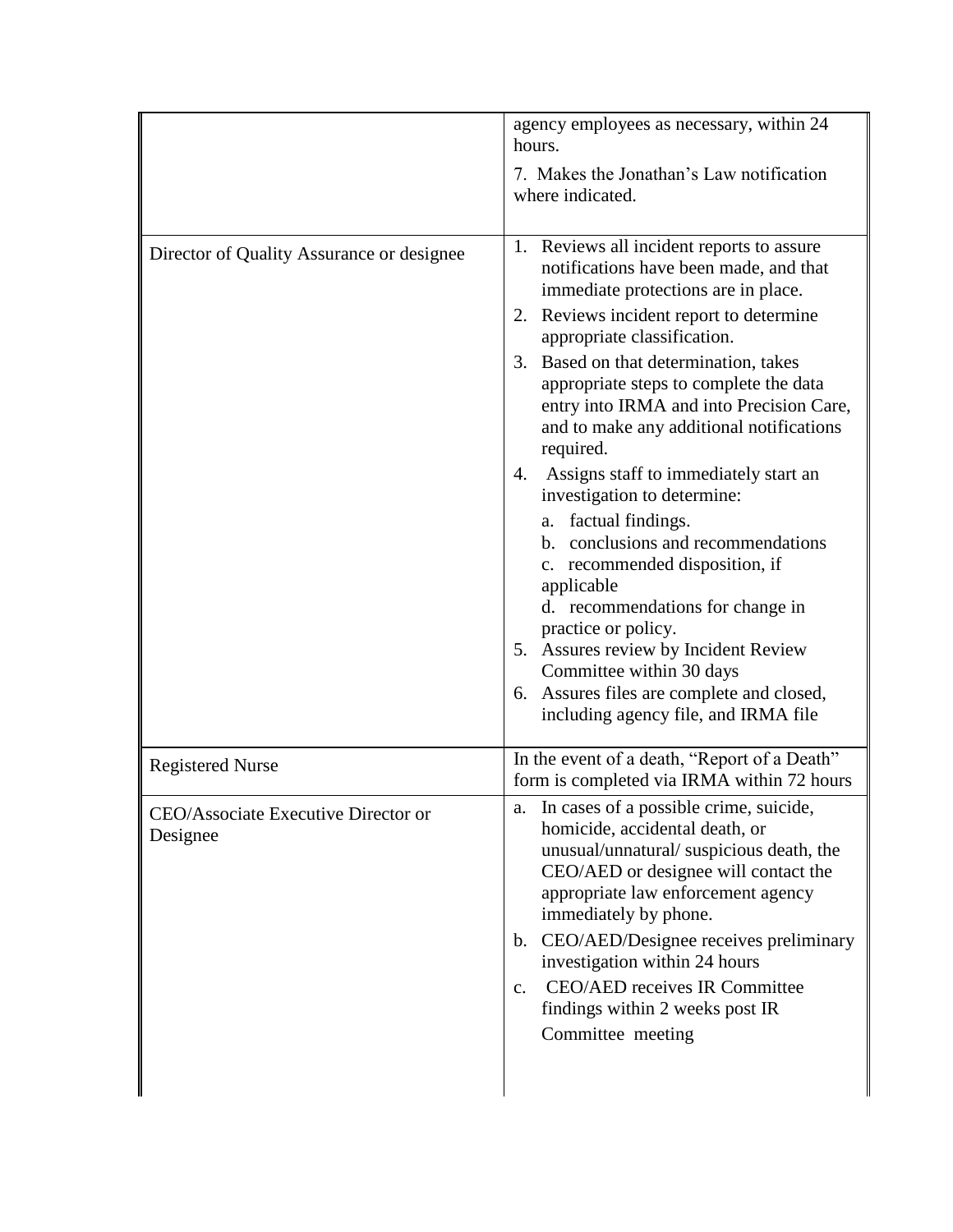| | |
|---|---|
| | agency employees as necessary, within 24 hours.<br><br>7. Makes the Jonathan's Law notification where indicated. |
| Director of Quality Assurance or designee | 1. Reviews all incident reports to assure notifications have been made, and that immediate protections are in place.<br>2. Reviews incident report to determine appropriate classification.<br>3. Based on that determination, takes appropriate steps to complete the data entry into IRMA and into Precision Care, and to make any additional notifications required.<br>4. Assigns staff to immediately start an investigation to determine:<br>a. factual findings.<br>b. conclusions and recommendations<br>c. recommended disposition, if applicable<br>d. recommendations for change in practice or policy.<br>5. Assures review by Incident Review Committee within 30 days<br>6. Assures files are complete and closed, including agency file, and IRMA file |
| Registered Nurse | In the event of a death, "Report of a Death" form is completed via IRMA within 72 hours |
| CEO/Associate Executive Director or Designee | a. In cases of a possible crime, suicide, homicide, accidental death, or unusual/unnatural/ suspicious death, the CEO/AED or designee will contact the appropriate law enforcement agency immediately by phone.<br>b. CEO/AED/Designee receives preliminary investigation within 24 hours<br>c. CEO/AED receives IR Committee findings within 2 weeks post IR Committee meeting |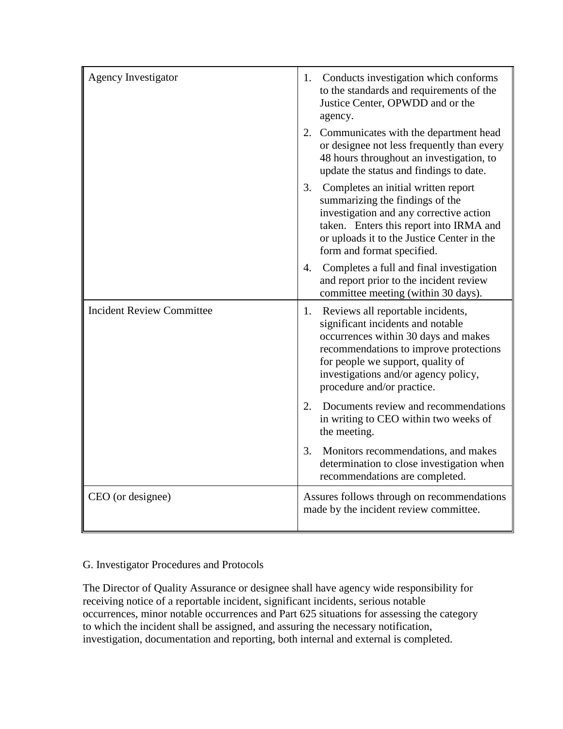| Agency Investigator | 1. Conducts investigation which conforms to the standards and requirements of the Justice Center, OPWDD and or the agency.<br>2. Communicates with the department head or designee not less frequently than every 48 hours throughout an investigation, to update the status and findings to date.<br>3. Completes an initial written report summarizing the findings of the investigation and any corrective action taken. Enters this report into IRMA and or uploads it to the Justice Center in the form and format specified.<br>4. Completes a full and final investigation and report prior to the incident review committee meeting (within 30 days). |
|---|---|
| Incident Review Committee | 1. Reviews all reportable incidents, significant incidents and notable occurrences within 30 days and makes recommendations to improve protections for people we support, quality of investigations and/or agency policy, procedure and/or practice.<br>2. Documents review and recommendations in writing to CEO within two weeks of the meeting.<br>3. Monitors recommendations, and makes determination to close investigation when recommendations are completed. |
| CEO (or designee) | Assures follows through on recommendations made by the incident review committee. |

G. Investigator Procedures and Protocols

The Director of Quality Assurance or designee shall have agency wide responsibility for receiving notice of a reportable incident, significant incidents, serious notable occurrences, minor notable occurrences and Part 625 situations for assessing the category to which the incident shall be assigned, and assuring the necessary notification, investigation, documentation and reporting, both internal and external is completed.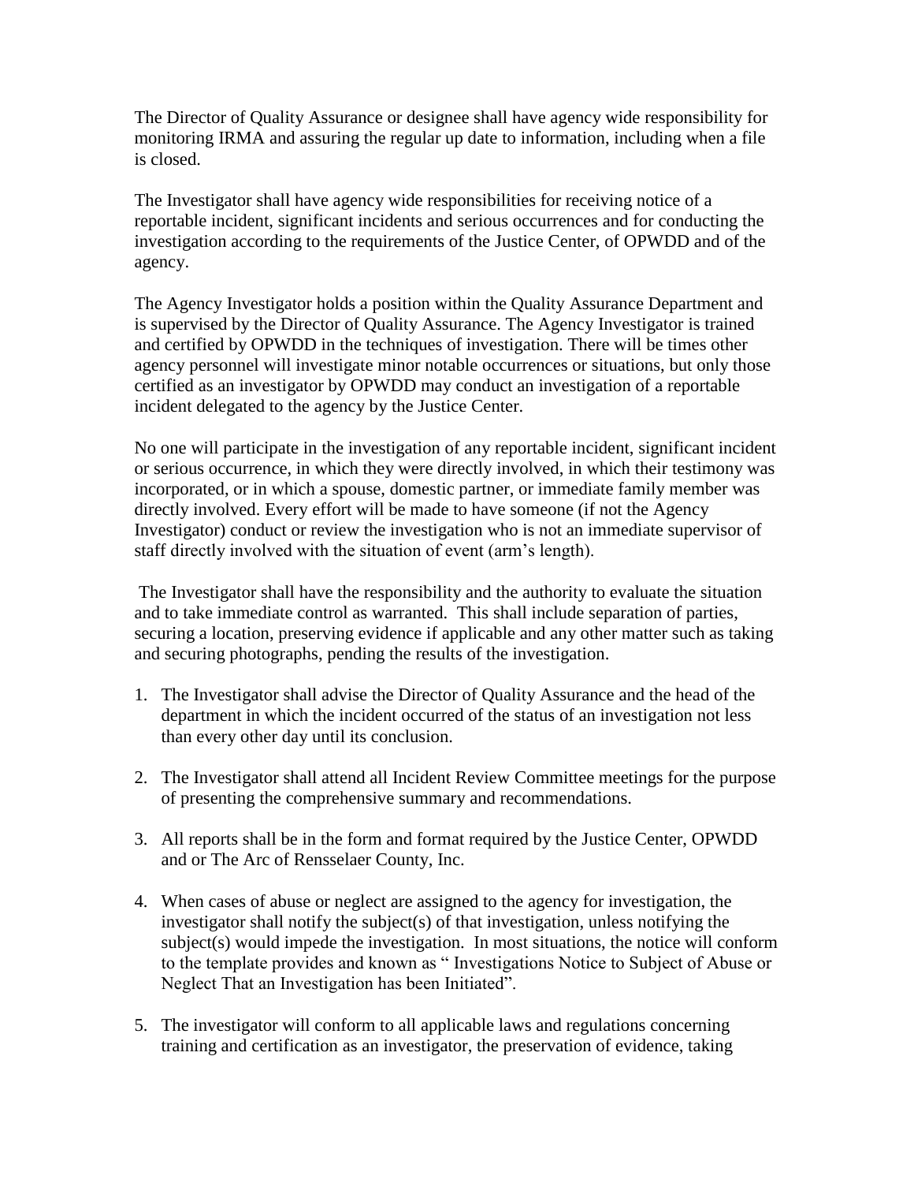The Director of Quality Assurance or designee shall have agency wide responsibility for monitoring IRMA and assuring the regular up date to information, including when a file is closed.

The Investigator shall have agency wide responsibilities for receiving notice of a reportable incident, significant incidents and serious occurrences and for conducting the investigation according to the requirements of the Justice Center, of OPWDD and of the agency.

The Agency Investigator holds a position within the Quality Assurance Department and is supervised by the Director of Quality Assurance. The Agency Investigator is trained and certified by OPWDD in the techniques of investigation. There will be times other agency personnel will investigate minor notable occurrences or situations, but only those certified as an investigator by OPWDD may conduct an investigation of a reportable incident delegated to the agency by the Justice Center.

No one will participate in the investigation of any reportable incident, significant incident or serious occurrence, in which they were directly involved, in which their testimony was incorporated, or in which a spouse, domestic partner, or immediate family member was directly involved. Every effort will be made to have someone (if not the Agency Investigator) conduct or review the investigation who is not an immediate supervisor of staff directly involved with the situation of event (arm's length).

The Investigator shall have the responsibility and the authority to evaluate the situation and to take immediate control as warranted. This shall include separation of parties, securing a location, preserving evidence if applicable and any other matter such as taking and securing photographs, pending the results of the investigation.

1. The Investigator shall advise the Director of Quality Assurance and the head of the department in which the incident occurred of the status of an investigation not less than every other day until its conclusion.

2. The Investigator shall attend all Incident Review Committee meetings for the purpose of presenting the comprehensive summary and recommendations.

3. All reports shall be in the form and format required by the Justice Center, OPWDD and or The Arc of Rensselaer County, Inc.

4. When cases of abuse or neglect are assigned to the agency for investigation, the investigator shall notify the subject(s) of that investigation, unless notifying the subject(s) would impede the investigation. In most situations, the notice will conform to the template provides and known as " Investigations Notice to Subject of Abuse or Neglect That an Investigation has been Initiated".

5. The investigator will conform to all applicable laws and regulations concerning training and certification as an investigator, the preservation of evidence, taking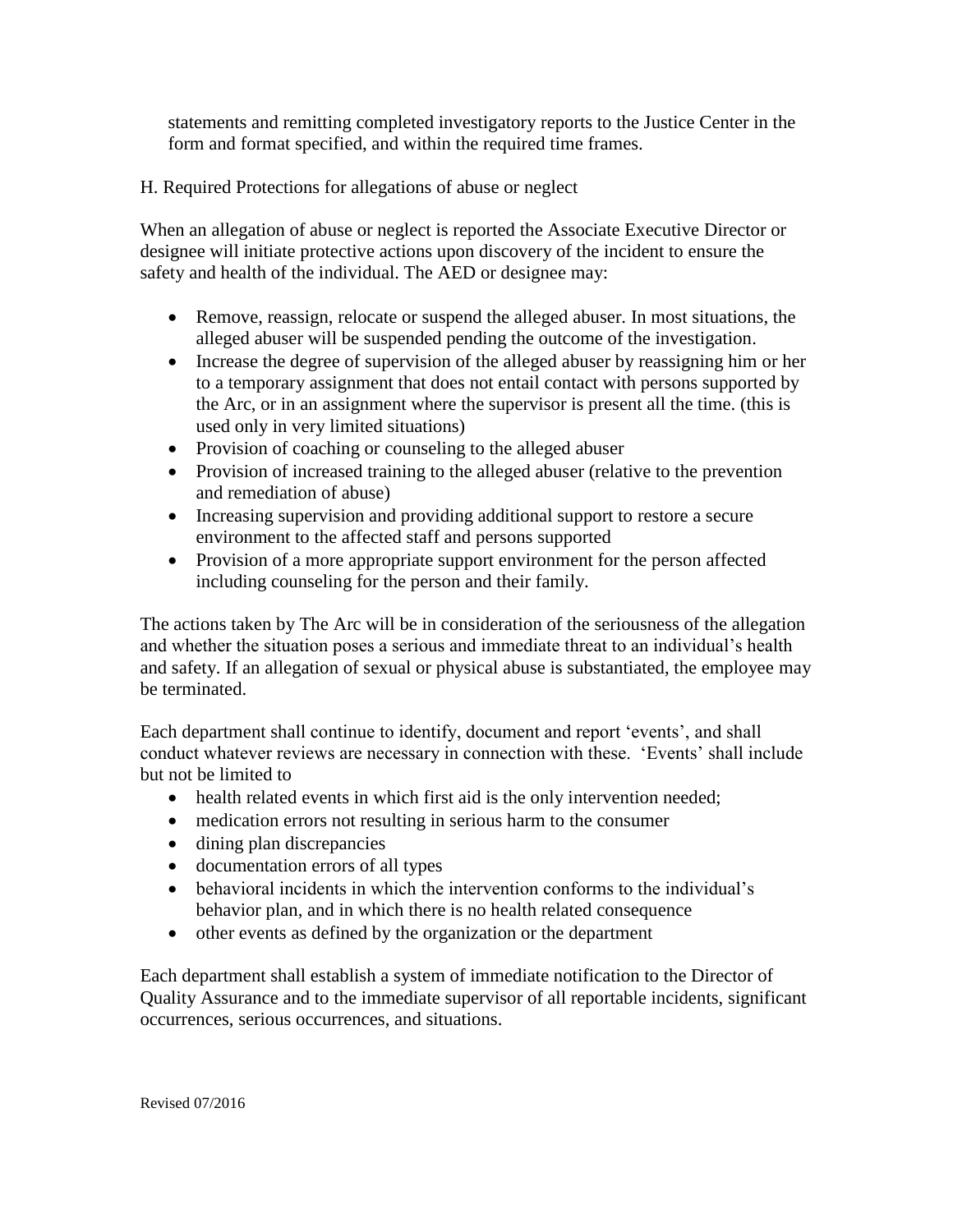statements and remitting completed investigatory reports to the Justice Center in the form and format specified, and within the required time frames.

H. Required Protections for allegations of abuse or neglect

When an allegation of abuse or neglect is reported the Associate Executive Director or designee will initiate protective actions upon discovery of the incident to ensure the safety and health of the individual. The AED or designee may:

- Remove, reassign, relocate or suspend the alleged abuser. In most situations, the alleged abuser will be suspended pending the outcome of the investigation.
- Increase the degree of supervision of the alleged abuser by reassigning him or her to a temporary assignment that does not entail contact with persons supported by the Arc, or in an assignment where the supervisor is present all the time. (this is used only in very limited situations)
- Provision of coaching or counseling to the alleged abuser
- Provision of increased training to the alleged abuser (relative to the prevention and remediation of abuse)
- Increasing supervision and providing additional support to restore a secure environment to the affected staff and persons supported
- Provision of a more appropriate support environment for the person affected including counseling for the person and their family.

The actions taken by The Arc will be in consideration of the seriousness of the allegation and whether the situation poses a serious and immediate threat to an individual's health and safety. If an allegation of sexual or physical abuse is substantiated, the employee may be terminated.

Each department shall continue to identify, document and report 'events', and shall conduct whatever reviews are necessary in connection with these. 'Events' shall include but not be limited to

- health related events in which first aid is the only intervention needed;
- medication errors not resulting in serious harm to the consumer
- dining plan discrepancies
- documentation errors of all types
- behavioral incidents in which the intervention conforms to the individual's behavior plan, and in which there is no health related consequence
- other events as defined by the organization or the department

Each department shall establish a system of immediate notification to the Director of Quality Assurance and to the immediate supervisor of all reportable incidents, significant occurrences, serious occurrences, and situations.

Revised 07/2016